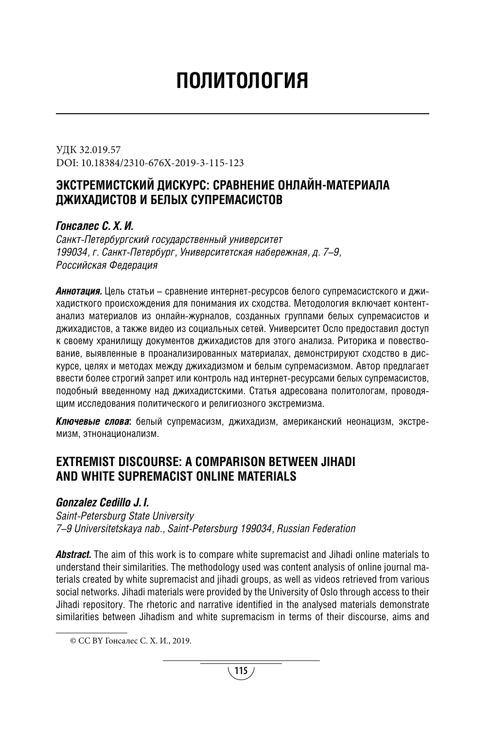# ПОЛИТОЛОГИЯ

УДК 32.019.57
DOI: 10.18384/2310-676X-2019-3-115-123

## ЭКСТРЕМИСТСКИЙ ДИСКУРС: СРАВНЕНИЕ ОНЛАЙН-МАТЕРИАЛА ДЖИХАДИСТОВ И БЕЛЫХ СУПРЕМАСИСТОВ

***Гонсалес С. Х. И.***

*Санкт-Петербургский государственный университет*
*199034, г. Санкт-Петербург, Университетская набережная, д. 7–9,*
*Российская Федерация*

***Аннотация.*** Цель статьи – сравнение интернет-ресурсов белого супремасистского и джихадистского происхождения для понимания их сходства. Методология включает контент-анализ материалов из онлайн-журналов, созданных группами белых супремасистов и джихадистов, а также видео из социальных сетей. Университет Осло предоставил доступ к своему хранилищу документов джихадистов для этого анализа. Риторика и повествование, выявленные в проанализированных материалах, демонстрируют сходство в дискурсе, целях и методах между джихадизмом и белым супремасизмом. Автор предлагает ввести более строгий запрет или контроль над интернет-ресурсами белых супремасистов, подобный введенному над джихадистскими. Статья адресована политологам, проводящим исследования политического и религиозного экстремизма.

***Ключевые слова*:** белый супремасизм, джихадизм, американский неонацизм, экстремизм, этнонационализм.

## EXTREMIST DISCOURSE: A COMPARISON BETWEEN JIHADI AND WHITE SUPREMACIST ONLINE MATERIALS

***Gonzalez Cedillo J. I.***

*Saint-Petersburg State University*
*7–9 Universitetskaya nab., Saint-Petersburg 199034, Russian Federation*

***Abstract.*** The aim of this work is to compare white supremacist and Jihadi online materials to understand their similarities. The methodology used was content analysis of online journal materials created by white supremacist and jihadi groups, as well as videos retrieved from various social networks. Jihadi materials were provided by the University of Oslo through access to their Jihadi repository. The rhetoric and narrative identified in the analysed materials demonstrate similarities between Jihadism and white supremacism in terms of their discourse, aims and

© CC BY Гонсалес С. Х. И., 2019.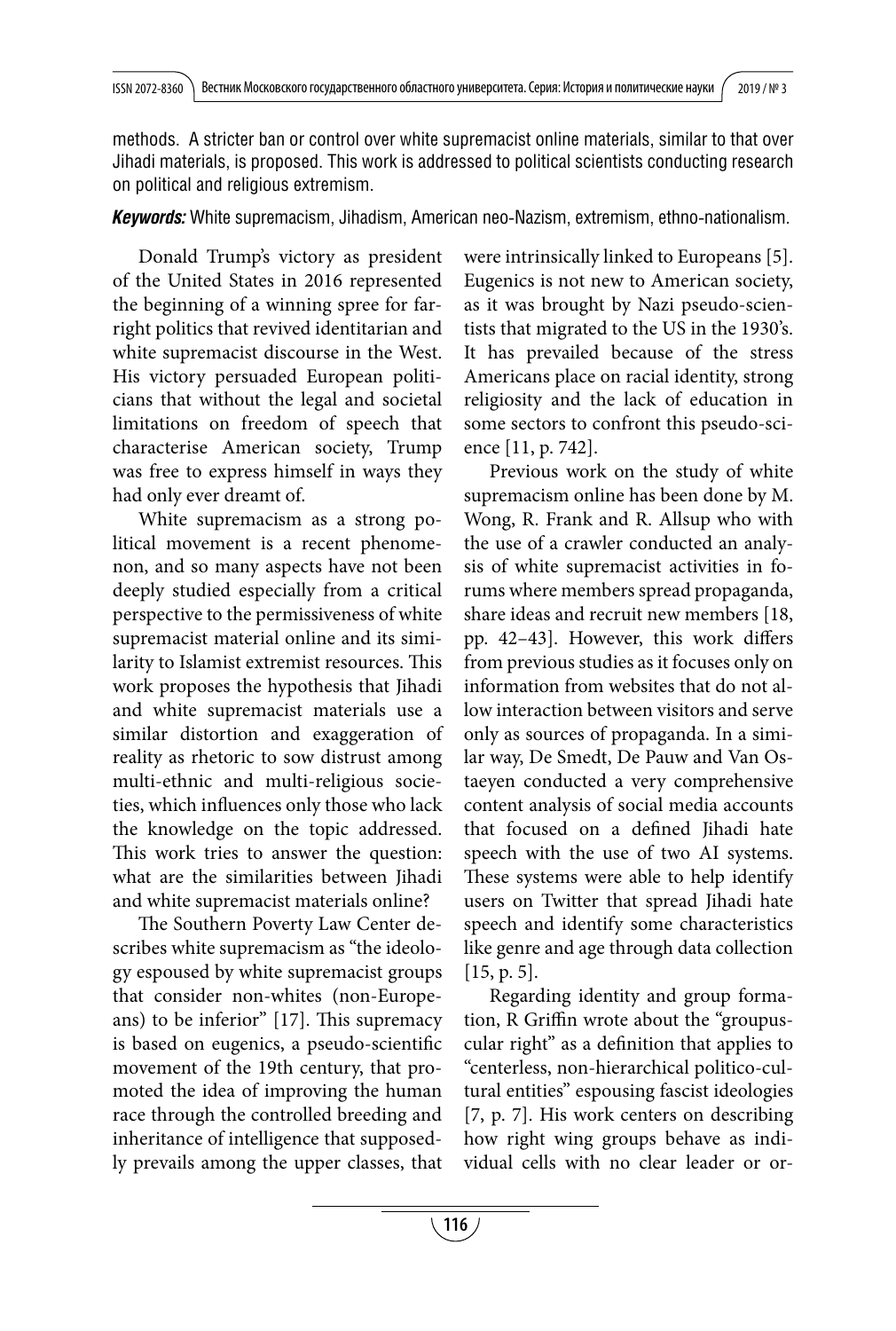methods. A stricter ban or control over white supremacist online materials, similar to that over Jihadi materials, is proposed. This work is addressed to political scientists conducting research on political and religious extremism.

***Keywords:*** White supremacism, Jihadism, American neo-Nazism, extremism, ethno-nationalism.

Donald Trump's victory as president of the United States in 2016 represented the beginning of a winning spree for far-right politics that revived identitarian and white supremacist discourse in the West. His victory persuaded European politicians that without the legal and societal limitations on freedom of speech that characterise American society, Trump was free to express himself in ways they had only ever dreamt of.

White supremacism as a strong political movement is a recent phenomenon, and so many aspects have not been deeply studied especially from a critical perspective to the permissiveness of white supremacist material online and its similarity to Islamist extremist resources. This work proposes the hypothesis that Jihadi and white supremacist materials use a similar distortion and exaggeration of reality as rhetoric to sow distrust among multi-ethnic and multi-religious societies, which influences only those who lack the knowledge on the topic addressed. This work tries to answer the question: what are the similarities between Jihadi and white supremacist materials online?

The Southern Poverty Law Center describes white supremacism as "the ideology espoused by white supremacist groups that consider non-whites (non-Europeans) to be inferior" [17]. This supremacy is based on eugenics, a pseudo-scientific movement of the 19th century, that promoted the idea of improving the human race through the controlled breeding and inheritance of intelligence that supposedly prevails among the upper classes, that were intrinsically linked to Europeans [5]. Eugenics is not new to American society, as it was brought by Nazi pseudo-scientists that migrated to the US in the 1930's. It has prevailed because of the stress Americans place on racial identity, strong religiosity and the lack of education in some sectors to confront this pseudo-science [11, p. 742].

Previous work on the study of white supremacism online has been done by M. Wong, R. Frank and R. Allsup who with the use of a crawler conducted an analysis of white supremacist activities in forums where members spread propaganda, share ideas and recruit new members [18, pp. 42–43]. However, this work differs from previous studies as it focuses only on information from websites that do not allow interaction between visitors and serve only as sources of propaganda. In a similar way, De Smedt, De Pauw and Van Ostaeyen conducted a very comprehensive content analysis of social media accounts that focused on a defined Jihadi hate speech with the use of two AI systems. These systems were able to help identify users on Twitter that spread Jihadi hate speech and identify some characteristics like genre and age through data collection [15, p. 5].

Regarding identity and group formation, R Griffin wrote about the "groupuscular right" as a definition that applies to "centerless, non-hierarchical politico-cultural entities" espousing fascist ideologies [7, p. 7]. His work centers on describing how right wing groups behave as individual cells with no clear leader or or-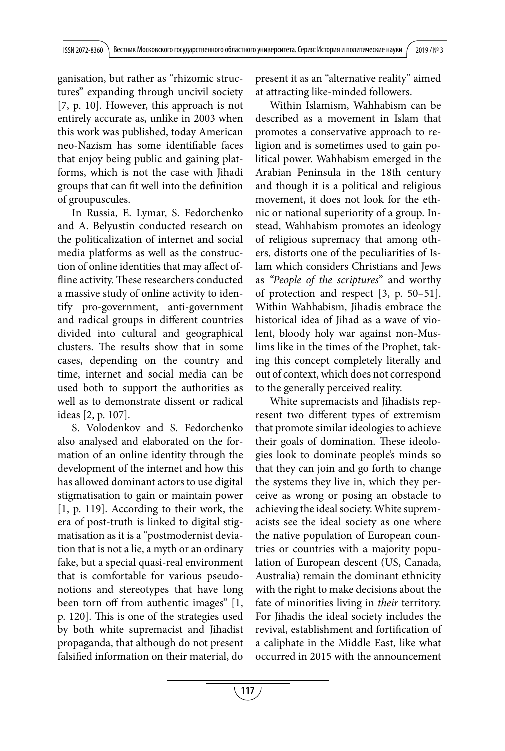ganisation, but rather as "rhizomic structures" expanding through uncivil society [7, p. 10]. However, this approach is not entirely accurate as, unlike in 2003 when this work was published, today American neo-Nazism has some identifiable faces that enjoy being public and gaining platforms, which is not the case with Jihadi groups that can fit well into the definition of groupuscules.

In Russia, E. Lymar, S. Fedorchenko and A. Belyustin conducted research on the politicalization of internet and social media platforms as well as the construction of online identities that may affect offline activity. These researchers conducted a massive study of online activity to identify pro-government, anti-government and radical groups in different countries divided into cultural and geographical clusters. The results show that in some cases, depending on the country and time, internet and social media can be used both to support the authorities as well as to demonstrate dissent or radical ideas [2, p. 107].

S. Volodenkov and S. Fedorchenko also analysed and elaborated on the formation of an online identity through the development of the internet and how this has allowed dominant actors to use digital stigmatisation to gain or maintain power [1, p. 119]. According to their work, the era of post-truth is linked to digital stigmatisation as it is a "postmodernist deviation that is not a lie, a myth or an ordinary fake, but a special quasi-real environment that is comfortable for various pseudo-notions and stereotypes that have long been torn off from authentic images" [1, p. 120]. This is one of the strategies used by both white supremacist and Jihadist propaganda, that although do not present falsified information on their material, do present it as an "alternative reality" aimed at attracting like-minded followers.

Within Islamism, Wahhabism can be described as a movement in Islam that promotes a conservative approach to religion and is sometimes used to gain political power. Wahhabism emerged in the Arabian Peninsula in the 18th century and though it is a political and religious movement, it does not look for the ethnic or national superiority of a group. Instead, Wahhabism promotes an ideology of religious supremacy that among others, distorts one of the peculiarities of Islam which considers Christians and Jews as *"People of the scriptures"* and worthy of protection and respect [3, p. 50–51]. Within Wahhabism, Jihadis embrace the historical idea of Jihad as a wave of violent, bloody holy war against non-Muslims like in the times of the Prophet, taking this concept completely literally and out of context, which does not correspond to the generally perceived reality.

White supremacists and Jihadists represent two different types of extremism that promote similar ideologies to achieve their goals of domination. These ideologies look to dominate people's minds so that they can join and go forth to change the systems they live in, which they perceive as wrong or posing an obstacle to achieving the ideal society. White supremacists see the ideal society as one where the native population of European countries or countries with a majority population of European descent (US, Canada, Australia) remain the dominant ethnicity with the right to make decisions about the fate of minorities living in *their* territory. For Jihadis the ideal society includes the revival, establishment and fortification of a caliphate in the Middle East, like what occurred in 2015 with the announcement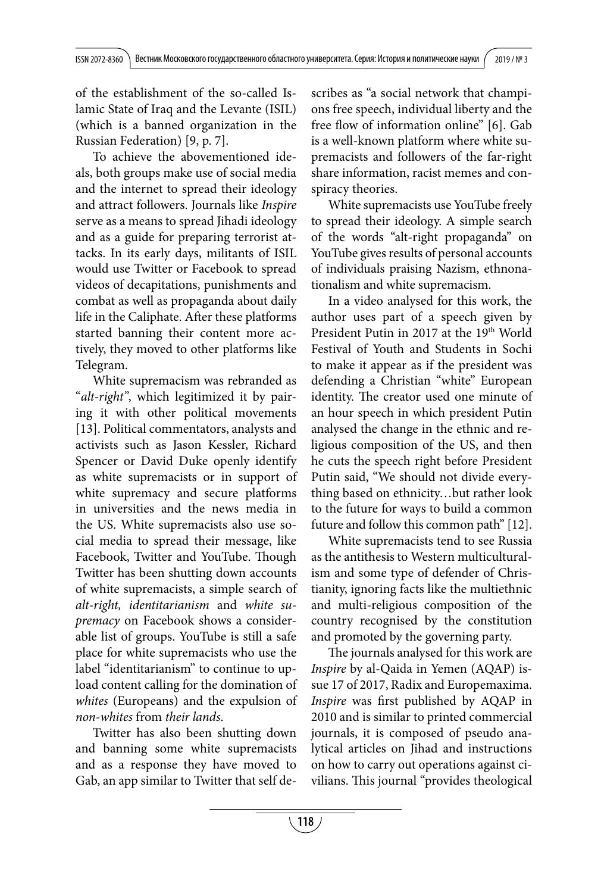of the establishment of the so-called Islamic State of Iraq and the Levante (ISIL) (which is a banned organization in the Russian Federation) [9, p. 7].

To achieve the abovementioned ideals, both groups make use of social media and the internet to spread their ideology and attract followers. Journals like *Inspire* serve as a means to spread Jihadi ideology and as a guide for preparing terrorist attacks. In its early days, militants of ISIL would use Twitter or Facebook to spread videos of decapitations, punishments and combat as well as propaganda about daily life in the Caliphate. After these platforms started banning their content more actively, they moved to other platforms like Telegram.

White supremacism was rebranded as "*alt-right*", which legitimized it by pairing it with other political movements [13]. Political commentators, analysts and activists such as Jason Kessler, Richard Spencer or David Duke openly identify as white supremacists or in support of white supremacy and secure platforms in universities and the news media in the US. White supremacists also use social media to spread their message, like Facebook, Twitter and YouTube. Though Twitter has been shutting down accounts of white supremacists, a simple search of *alt-right, identitarianism* and *white supremacy* on Facebook shows a considerable list of groups. YouTube is still a safe place for white supremacists who use the label "identitarianism" to continue to upload content calling for the domination of *whites* (Europeans) and the expulsion of *non-whites* from *their lands*.

Twitter has also been shutting down and banning some white supremacists and as a response they have moved to Gab, an app similar to Twitter that self describes as "a social network that champions free speech, individual liberty and the free flow of information online" [6]. Gab is a well-known platform where white supremacists and followers of the far-right share information, racist memes and conspiracy theories.

White supremacists use YouTube freely to spread their ideology. A simple search of the words "alt-right propaganda" on YouTube gives results of personal accounts of individuals praising Nazism, ethnonationalism and white supremacism.

In a video analysed for this work, the author uses part of a speech given by President Putin in 2017 at the 19th World Festival of Youth and Students in Sochi to make it appear as if the president was defending a Christian "white" European identity. The creator used one minute of an hour speech in which president Putin analysed the change in the ethnic and religious composition of the US, and then he cuts the speech right before President Putin said, "We should not divide everything based on ethnicity…but rather look to the future for ways to build a common future and follow this common path" [12].

White supremacists tend to see Russia as the antithesis to Western multiculturalism and some type of defender of Christianity, ignoring facts like the multiethnic and multi-religious composition of the country recognised by the constitution and promoted by the governing party.

The journals analysed for this work are *Inspire* by al-Qaida in Yemen (AQAP) issue 17 of 2017, Radix and Europemaxima. *Inspire* was first published by AQAP in 2010 and is similar to printed commercial journals, it is composed of pseudo analytical articles on Jihad and instructions on how to carry out operations against civilians. This journal "provides theological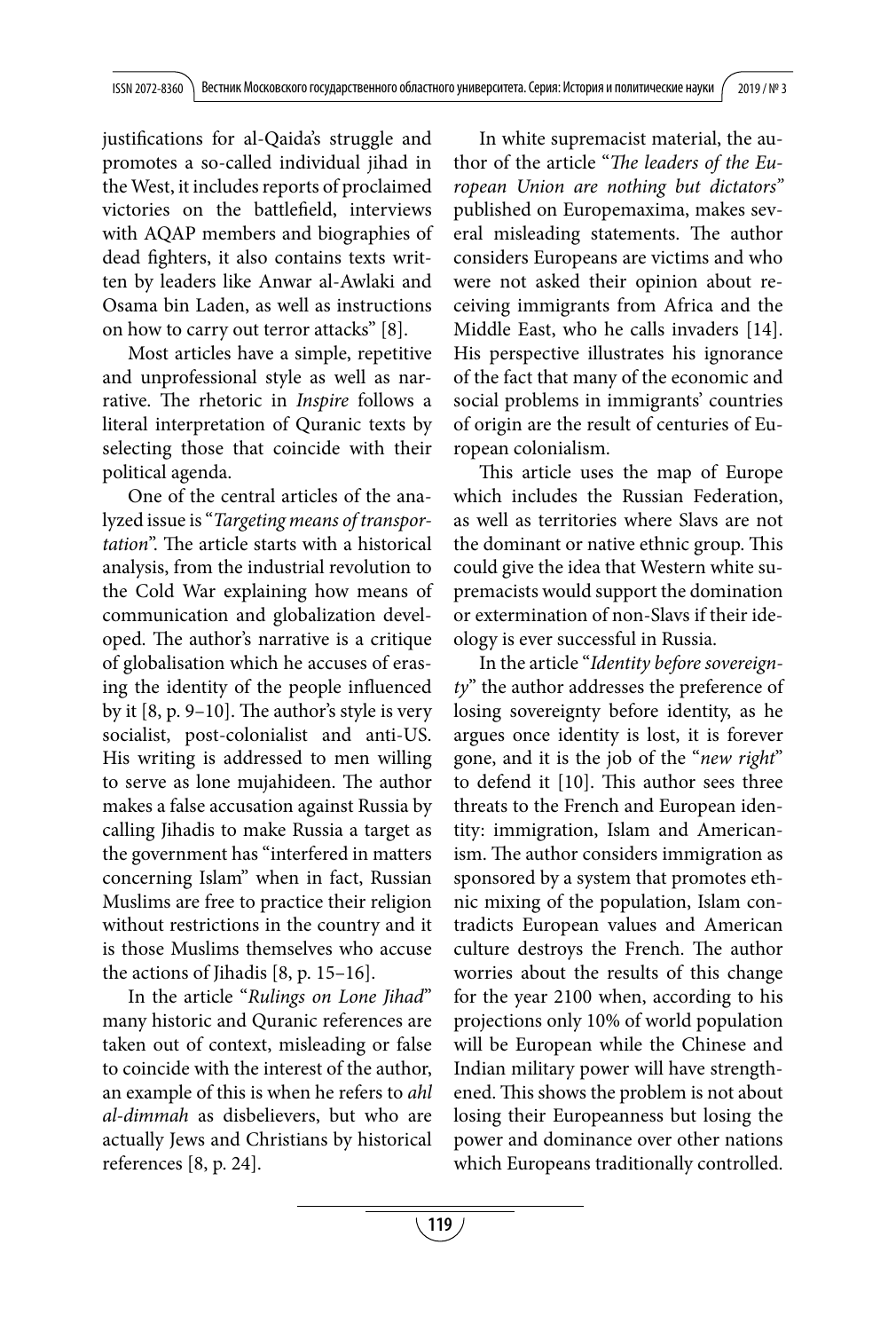justifications for al-Qaida's struggle and promotes a so-called individual jihad in the West, it includes reports of proclaimed victories on the battlefield, interviews with AQAP members and biographies of dead fighters, it also contains texts written by leaders like Anwar al-Awlaki and Osama bin Laden, as well as instructions on how to carry out terror attacks" [8].

Most articles have a simple, repetitive and unprofessional style as well as narrative. The rhetoric in *Inspire* follows a literal interpretation of Quranic texts by selecting those that coincide with their political agenda.

One of the central articles of the analyzed issue is "*Targeting means of transportation*". The article starts with a historical analysis, from the industrial revolution to the Cold War explaining how means of communication and globalization developed. The author's narrative is a critique of globalisation which he accuses of erasing the identity of the people influenced by it [8, p. 9–10]. The author's style is very socialist, post-colonialist and anti-US. His writing is addressed to men willing to serve as lone mujahideen. The author makes a false accusation against Russia by calling Jihadis to make Russia a target as the government has "interfered in matters concerning Islam" when in fact, Russian Muslims are free to practice their religion without restrictions in the country and it is those Muslims themselves who accuse the actions of Jihadis [8, p. 15–16].

In the article "*Rulings on Lone Jihad*" many historic and Quranic references are taken out of context, misleading or false to coincide with the interest of the author, an example of this is when he refers to *ahl al-dimmah* as disbelievers, but who are actually Jews and Christians by historical references [8, p. 24].

In white supremacist material, the author of the article "*The leaders of the European Union are nothing but dictators*" published on Europemaxima, makes several misleading statements. The author considers Europeans are victims and who were not asked their opinion about receiving immigrants from Africa and the Middle East, who he calls invaders [14]. His perspective illustrates his ignorance of the fact that many of the economic and social problems in immigrants' countries of origin are the result of centuries of European colonialism.

This article uses the map of Europe which includes the Russian Federation, as well as territories where Slavs are not the dominant or native ethnic group. This could give the idea that Western white supremacists would support the domination or extermination of non-Slavs if their ideology is ever successful in Russia.

In the article "*Identity before sovereignty*" the author addresses the preference of losing sovereignty before identity, as he argues once identity is lost, it is forever gone, and it is the job of the "*new right*" to defend it [10]. This author sees three threats to the French and European identity: immigration, Islam and Americanism. The author considers immigration as sponsored by a system that promotes ethnic mixing of the population, Islam contradicts European values and American culture destroys the French. The author worries about the results of this change for the year 2100 when, according to his projections only 10% of world population will be European while the Chinese and Indian military power will have strengthened. This shows the problem is not about losing their Europeanness but losing the power and dominance over other nations which Europeans traditionally controlled.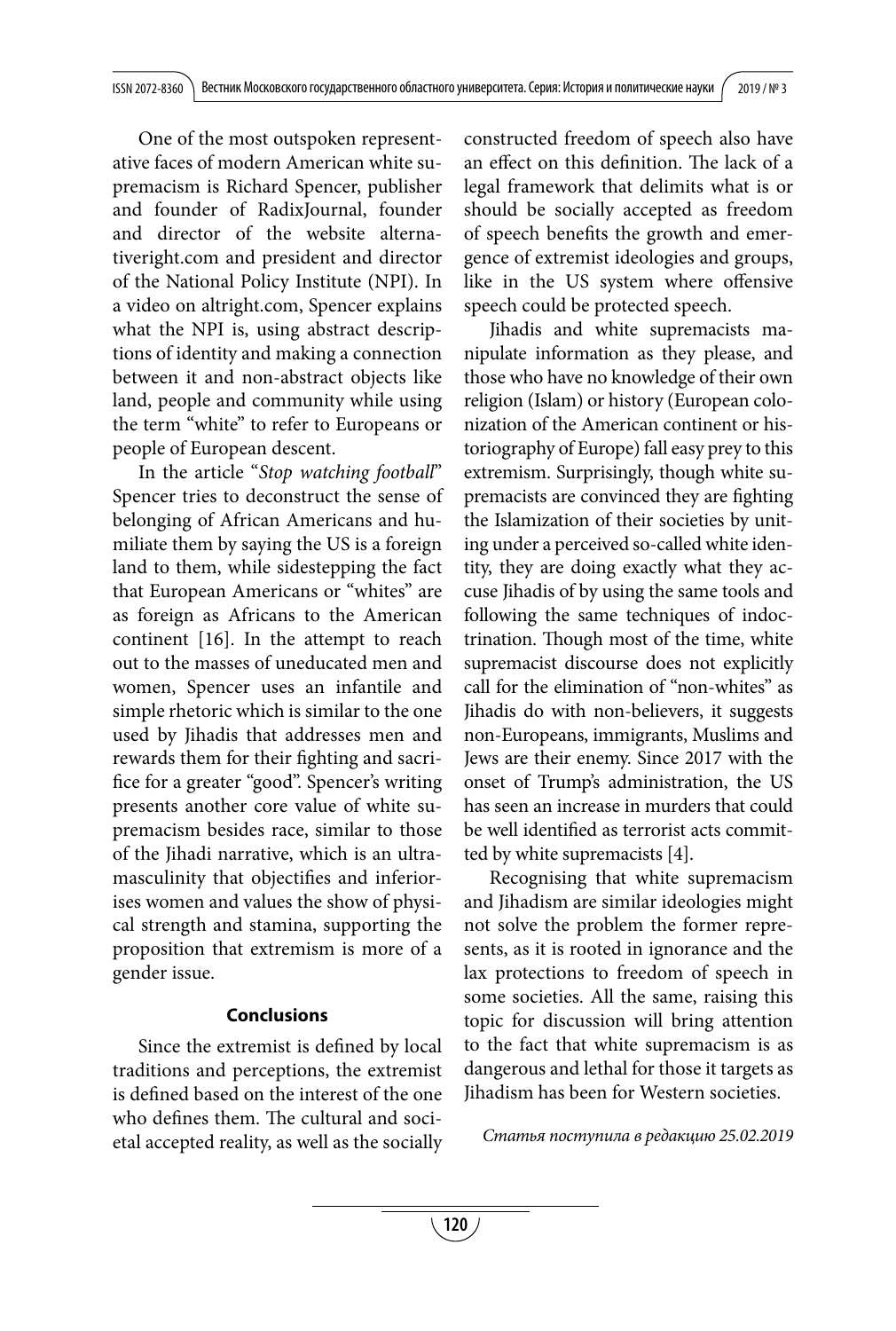One of the most outspoken representative faces of modern American white supremacism is Richard Spencer, publisher and founder of RadixJournal, founder and director of the website alternativeright.com and president and director of the National Policy Institute (NPI). In a video on altright.com, Spencer explains what the NPI is, using abstract descriptions of identity and making a connection between it and non-abstract objects like land, people and community while using the term "white" to refer to Europeans or people of European descent.

In the article "*Stop watching football*" Spencer tries to deconstruct the sense of belonging of African Americans and humiliate them by saying the US is a foreign land to them, while sidestepping the fact that European Americans or "whites" are as foreign as Africans to the American continent [16]. In the attempt to reach out to the masses of uneducated men and women, Spencer uses an infantile and simple rhetoric which is similar to the one used by Jihadis that addresses men and rewards them for their fighting and sacrifice for a greater "good". Spencer's writing presents another core value of white supremacism besides race, similar to those of the Jihadi narrative, which is an ultra-masculinity that objectifies and inferiorises women and values the show of physical strength and stamina, supporting the proposition that extremism is more of a gender issue.

## Conclusions

Since the extremist is defined by local traditions and perceptions, the extremist is defined based on the interest of the one who defines them. The cultural and societal accepted reality, as well as the socially constructed freedom of speech also have an effect on this definition. The lack of a legal framework that delimits what is or should be socially accepted as freedom of speech benefits the growth and emergence of extremist ideologies and groups, like in the US system where offensive speech could be protected speech.

Jihadis and white supremacists manipulate information as they please, and those who have no knowledge of their own religion (Islam) or history (European colonization of the American continent or historiography of Europe) fall easy prey to this extremism. Surprisingly, though white supremacists are convinced they are fighting the Islamization of their societies by uniting under a perceived so-called white identity, they are doing exactly what they accuse Jihadis of by using the same tools and following the same techniques of indoctrination. Though most of the time, white supremacist discourse does not explicitly call for the elimination of "non-whites" as Jihadis do with non-believers, it suggests non-Europeans, immigrants, Muslims and Jews are their enemy. Since 2017 with the onset of Trump's administration, the US has seen an increase in murders that could be well identified as terrorist acts committed by white supremacists [4].

Recognising that white supremacism and Jihadism are similar ideologies might not solve the problem the former represents, as it is rooted in ignorance and the lax protections to freedom of speech in some societies. All the same, raising this topic for discussion will bring attention to the fact that white supremacism is as dangerous and lethal for those it targets as Jihadism has been for Western societies.

*Статья поступила в редакцию 25.02.2019*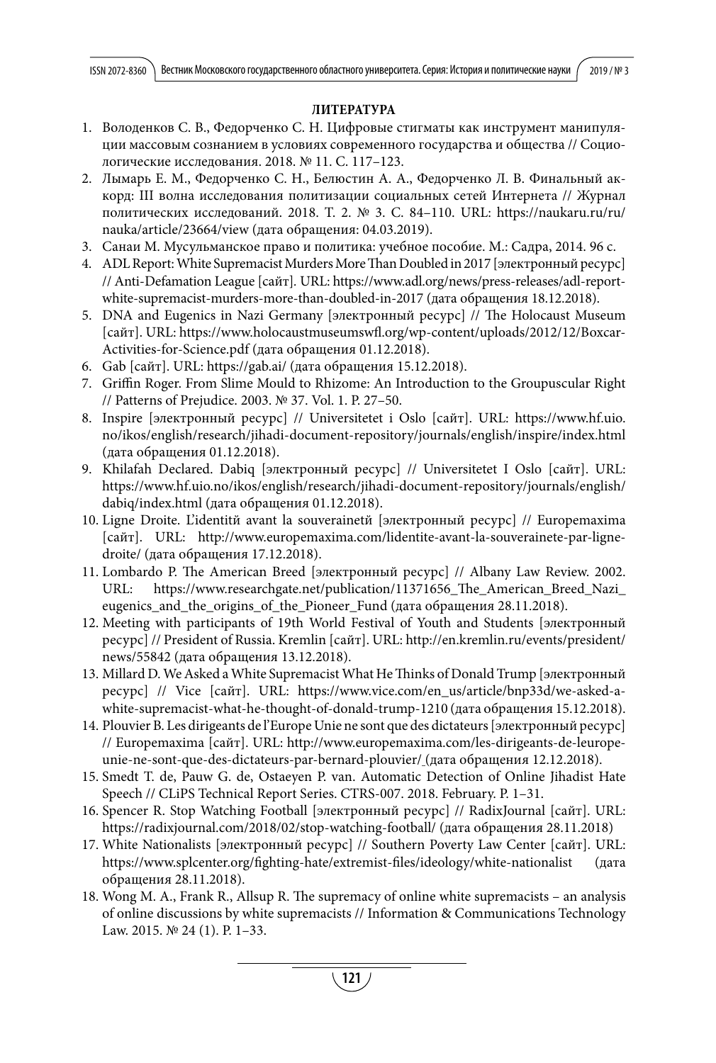## ЛИТЕРАТУРА

1. Володенков С. В., Федорченко С. Н. Цифровые стигматы как инструмент манипуляции массовым сознанием в условиях современного государства и общества // Социологические исследования. 2018. № 11. С. 117–123.
2. Лымарь Е. М., Федорченко С. Н., Белюстин А. А., Федорченко Л. В. Финальный аккорд: III волна исследования политизации социальных сетей Интернета // Журнал политических исследований. 2018. Т. 2. № 3. С. 84–110. URL: https://naukaru.ru/ru/nauka/article/23664/view (дата обращения: 04.03.2019).
3. Санаи М. Мусульманское право и политика: учебное пособие. М.: Садра, 2014. 96 с.
4. ADL Report: White Supremacist Murders More Than Doubled in 2017 [электронный ресурс] // Anti-Defamation League [сайт]. URL: https://www.adl.org/news/press-releases/adl-report-white-supremacist-murders-more-than-doubled-in-2017 (дата обращения 18.12.2018).
5. DNA and Eugenics in Nazi Germany [электронный ресурс] // The Holocaust Museum [сайт]. URL: https://www.holocaustmuseumswfl.org/wp-content/uploads/2012/12/Boxcar-Activities-for-Science.pdf (дата обращения 01.12.2018).
6. Gab [сайт]. URL: https://gab.ai/ (дата обращения 15.12.2018).
7. Griffin Roger. From Slime Mould to Rhizome: An Introduction to the Groupuscular Right // Patterns of Prejudice. 2003. № 37. Vol. 1. P. 27–50.
8. Inspire [электронный ресурс] // Universitetet i Oslo [сайт]. URL: https://www.hf.uio.no/ikos/english/research/jihadi-document-repository/journals/english/inspire/index.html (дата обращения 01.12.2018).
9. Khilafah Declared. Dabiq [электронный ресурс] // Universitetet I Oslo [сайт]. URL: https://www.hf.uio.no/ikos/english/research/jihadi-document-repository/journals/english/dabiq/index.html (дата обращения 01.12.2018).
10. Ligne Droite. L'identitй avant la souverainetй [электронный ресурс] // Europemaxima [сайт]. URL: http://www.europemaxima.com/lidentite-avant-la-souverainete-par-ligne-droite/ (дата обращения 17.12.2018).
11. Lombardo P. The American Breed [электронный ресурс] // Albany Law Review. 2002. URL: https://www.researchgate.net/publication/11371656_The_American_Breed_Nazi_eugenics_and_the_origins_of_the_Pioneer_Fund (дата обращения 28.11.2018).
12. Meeting with participants of 19th World Festival of Youth and Students [электронный ресурс] // President of Russia. Kremlin [сайт]. URL: http://en.kremlin.ru/events/president/news/55842 (дата обращения 13.12.2018).
13. Millard D. We Asked a White Supremacist What He Thinks of Donald Trump [электронный ресурс] // Vice [сайт]. URL: https://www.vice.com/en_us/article/bnp33d/we-asked-a-white-supremacist-what-he-thought-of-donald-trump-1210 (дата обращения 15.12.2018).
14. Plouvier B. Les dirigeants de l'Europe Unie ne sont que des dictateurs [электронный ресурс] // Europemaxima [сайт]. URL: http://www.europemaxima.com/les-dirigeants-de-leurope-unie-ne-sont-que-des-dictateurs-par-bernard-plouvier/ (дата обращения 12.12.2018).
15. Smedt T. de, Pauw G. de, Ostaeyen P. van. Automatic Detection of Online Jihadist Hate Speech // CLiPS Technical Report Series. CTRS-007. 2018. February. P. 1–31.
16. Spencer R. Stop Watching Football [электронный ресурс] // RadixJournal [сайт]. URL: https://radixjournal.com/2018/02/stop-watching-football/ (дата обращения 28.11.2018)
17. White Nationalists [электронный ресурс] // Southern Poverty Law Center [сайт]. URL: https://www.splcenter.org/fighting-hate/extremist-files/ideology/white-nationalist (дата обращения 28.11.2018).
18. Wong M. A., Frank R., Allsup R. The supremacy of online white supremacists – an analysis of online discussions by white supremacists // Information & Communications Technology Law. 2015. № 24 (1). P. 1–33.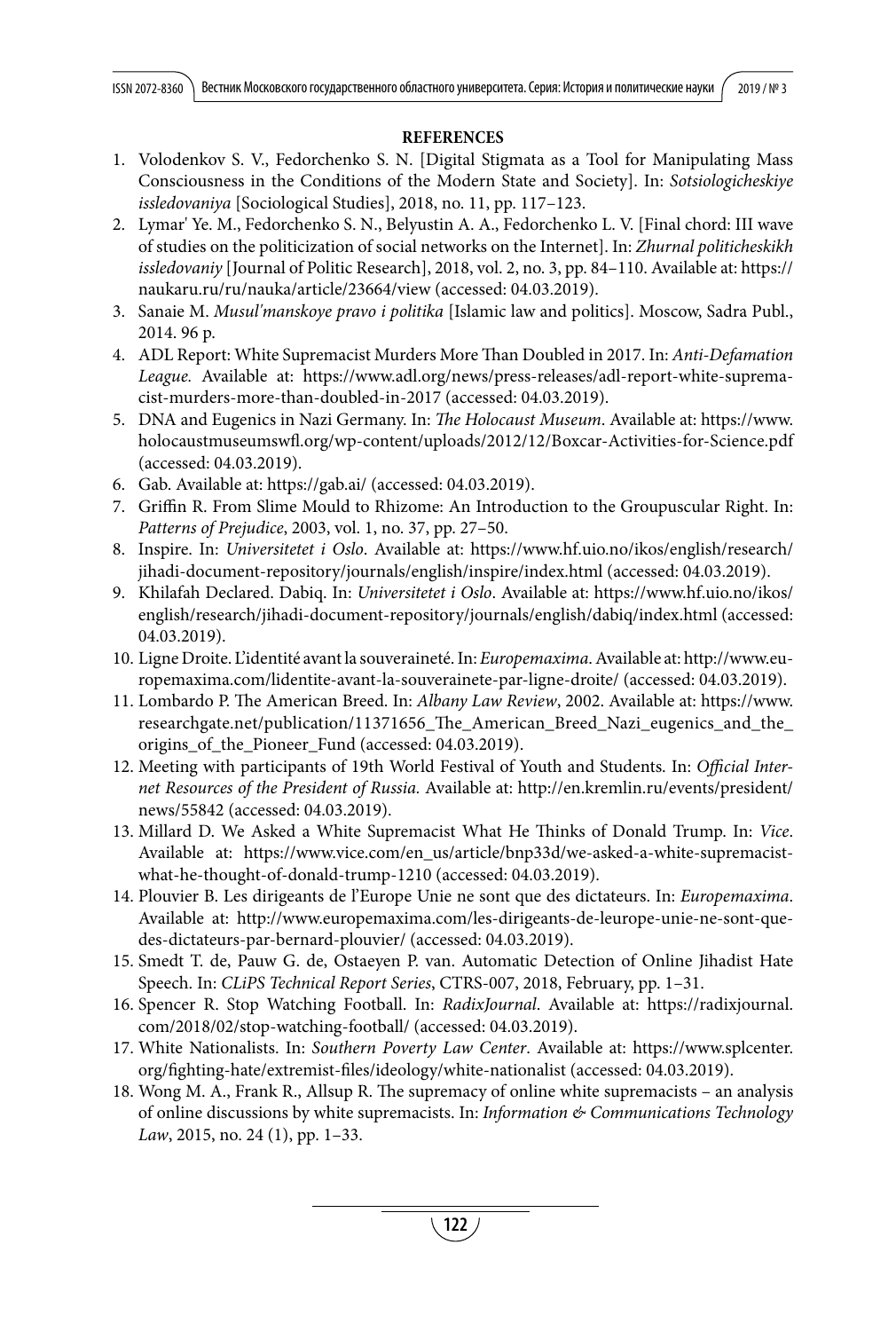**REFERENCES**

1. Volodenkov S. V., Fedorchenko S. N. [Digital Stigmata as a Tool for Manipulating Mass Consciousness in the Conditions of the Modern State and Society]. In: *Sotsiologicheskiye issledovaniya* [Sociological Studies], 2018, no. 11, pp. 117–123.
2. Lymar' Ye. M., Fedorchenko S. N., Belyustin A. A., Fedorchenko L. V. [Final chord: III wave of studies on the politicization of social networks on the Internet]. In: *Zhurnal politicheskikh issledovaniy* [Journal of Politic Research], 2018, vol. 2, no. 3, pp. 84–110. Available at: https://naukaru.ru/ru/nauka/article/23664/view (accessed: 04.03.2019).
3. Sanaie M. *Musul'manskoye pravo i politika* [Islamic law and politics]. Moscow, Sadra Publ., 2014. 96 p.
4. ADL Report: White Supremacist Murders More Than Doubled in 2017. In: *Anti-Defamation League.* Available at: https://www.adl.org/news/press-releases/adl-report-white-supremacist-murders-more-than-doubled-in-2017 (accessed: 04.03.2019).
5. DNA and Eugenics in Nazi Germany. In: *The Holocaust Museum*. Available at: https://www.holocaustmuseumswfl.org/wp-content/uploads/2012/12/Boxcar-Activities-for-Science.pdf (accessed: 04.03.2019).
6. Gab. Available at: https://gab.ai/ (accessed: 04.03.2019).
7. Griffin R. From Slime Mould to Rhizome: An Introduction to the Groupuscular Right. In: *Patterns of Prejudice*, 2003, vol. 1, no. 37, pp. 27–50.
8. Inspire. In: *Universitetet i Oslo*. Available at: https://www.hf.uio.no/ikos/english/research/jihadi-document-repository/journals/english/inspire/index.html (accessed: 04.03.2019).
9. Khilafah Declared. Dabiq. In: *Universitetet i Oslo*. Available at: https://www.hf.uio.no/ikos/english/research/jihadi-document-repository/journals/english/dabiq/index.html (accessed: 04.03.2019).
10. Ligne Droite. L'identité avant la souveraineté. In: *Europemaxima*. Available at: http://www.europemaxima.com/lidentite-avant-la-souverainete-par-ligne-droite/ (accessed: 04.03.2019).
11. Lombardo P. The American Breed. In: *Albany Law Review*, 2002. Available at: https://www.researchgate.net/publication/11371656_The_American_Breed_Nazi_eugenics_and_the_origins_of_the_Pioneer_Fund (accessed: 04.03.2019).
12. Meeting with participants of 19th World Festival of Youth and Students. In: *Official Internet Resources of the President of Russia.* Available at: http://en.kremlin.ru/events/president/news/55842 (accessed: 04.03.2019).
13. Millard D. We Asked a White Supremacist What He Thinks of Donald Trump. In: *Vice*. Available at: https://www.vice.com/en_us/article/bnp33d/we-asked-a-white-supremacist-what-he-thought-of-donald-trump-1210 (accessed: 04.03.2019).
14. Plouvier B. Les dirigeants de l'Europe Unie ne sont que des dictateurs. In: *Europemaxima*. Available at: http://www.europemaxima.com/les-dirigeants-de-leurope-unie-ne-sont-que-des-dictateurs-par-bernard-plouvier/ (accessed: 04.03.2019).
15. Smedt T. de, Pauw G. de, Ostaeyen P. van. Automatic Detection of Online Jihadist Hate Speech. In: *CLiPS Technical Report Series*, CTRS-007, 2018, February, pp. 1–31.
16. Spencer R. Stop Watching Football. In: *RadixJournal*. Available at: https://radixjournal.com/2018/02/stop-watching-football/ (accessed: 04.03.2019).
17. White Nationalists. In: *Southern Poverty Law Center*. Available at: https://www.splcenter.org/fighting-hate/extremist-files/ideology/white-nationalist (accessed: 04.03.2019).
18. Wong M. A., Frank R., Allsup R. The supremacy of online white supremacists – an analysis of online discussions by white supremacists. In: *Information & Communications Technology Law*, 2015, no. 24 (1), pp. 1–33.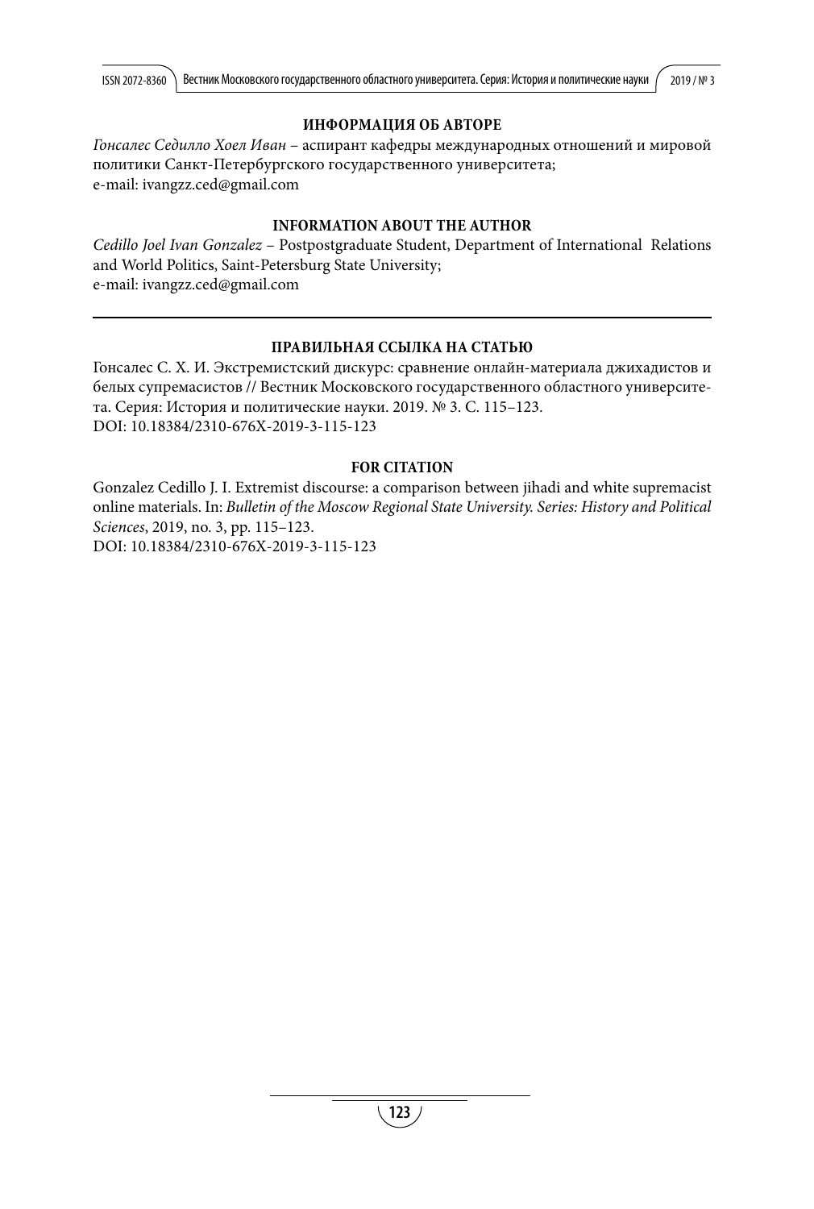**ИНФОРМАЦИЯ ОБ АВТОРЕ**

*Гонсалес Седилло Хоел Иван* – аспирант кафедры международных отношений и мировой политики Санкт-Петербургского государственного университета;
e-mail: ivangzz.ced@gmail.com

**INFORMATION ABOUT THE AUTHOR**

*Cedillo Joel Ivan Gonzalez* – Postpostgraduate Student, Department of International Relations and World Politics, Saint-Petersburg State University;
e-mail: ivangzz.ced@gmail.com

---

**ПРАВИЛЬНАЯ ССЫЛКА НА СТАТЬЮ**

Гонсалес С. Х. И. Экстремистский дискурс: сравнение онлайн-материала джихадистов и белых супремасистов // Вестник Московского государственного областного университета. Серия: История и политические науки. 2019. № 3. С. 115–123.
DOI: 10.18384/2310-676X-2019-3-115-123

**FOR CITATION**

Gonzalez Cedillo J. I. Extremist discourse: a comparison between jihadi and white supremacist online materials. In: *Bulletin of the Moscow Regional State University. Series: History and Political Sciences*, 2019, no. 3, pp. 115–123.
DOI: 10.18384/2310-676X-2019-3-115-123